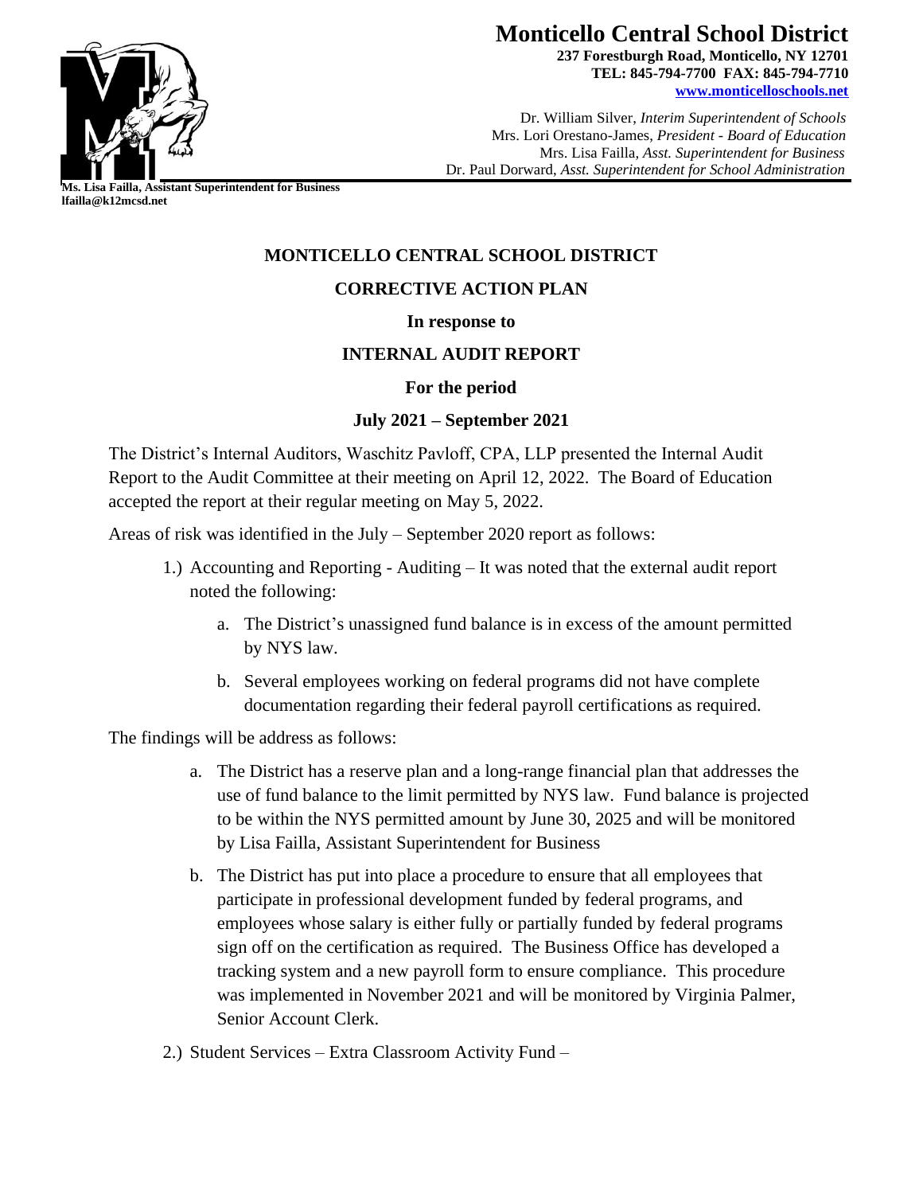# Monticello Central School District

**237 Forestburgh Road, Monticello, NY 12701**
**TEL: 845-794-7700 FAX: 845-794-7710**
**www.monticelloschools.net**

Dr. William Silver, *Interim Superintendent of Schools*
Mrs. Lori Orestano-James, *President - Board of Education*
Mrs. Lisa Failla, *Asst. Superintendent for Business*
Dr. Paul Dorward, *Asst. Superintendent for School Administration*

**Ms. Lisa Failla, Assistant Superintendent for Business**
**lfailla@k12mcsd.net**

## MONTICELLO CENTRAL SCHOOL DISTRICT

## CORRECTIVE ACTION PLAN

**In response to**

## INTERNAL AUDIT REPORT

**For the period**

**July 2021 – September 2021**

The District's Internal Auditors, Waschitz Pavloff, CPA, LLP presented the Internal Audit Report to the Audit Committee at their meeting on April 12, 2022. The Board of Education accepted the report at their regular meeting on May 5, 2022.

Areas of risk was identified in the July – September 2020 report as follows:

1.) Accounting and Reporting - Auditing – It was noted that the external audit report noted the following:

   a. The District's unassigned fund balance is in excess of the amount permitted by NYS law.

   b. Several employees working on federal programs did not have complete documentation regarding their federal payroll certifications as required.

The findings will be address as follows:

   a. The District has a reserve plan and a long-range financial plan that addresses the use of fund balance to the limit permitted by NYS law. Fund balance is projected to be within the NYS permitted amount by June 30, 2025 and will be monitored by Lisa Failla, Assistant Superintendent for Business

   b. The District has put into place a procedure to ensure that all employees that participate in professional development funded by federal programs, and employees whose salary is either fully or partially funded by federal programs sign off on the certification as required. The Business Office has developed a tracking system and a new payroll form to ensure compliance. This procedure was implemented in November 2021 and will be monitored by Virginia Palmer, Senior Account Clerk.

2.) Student Services – Extra Classroom Activity Fund –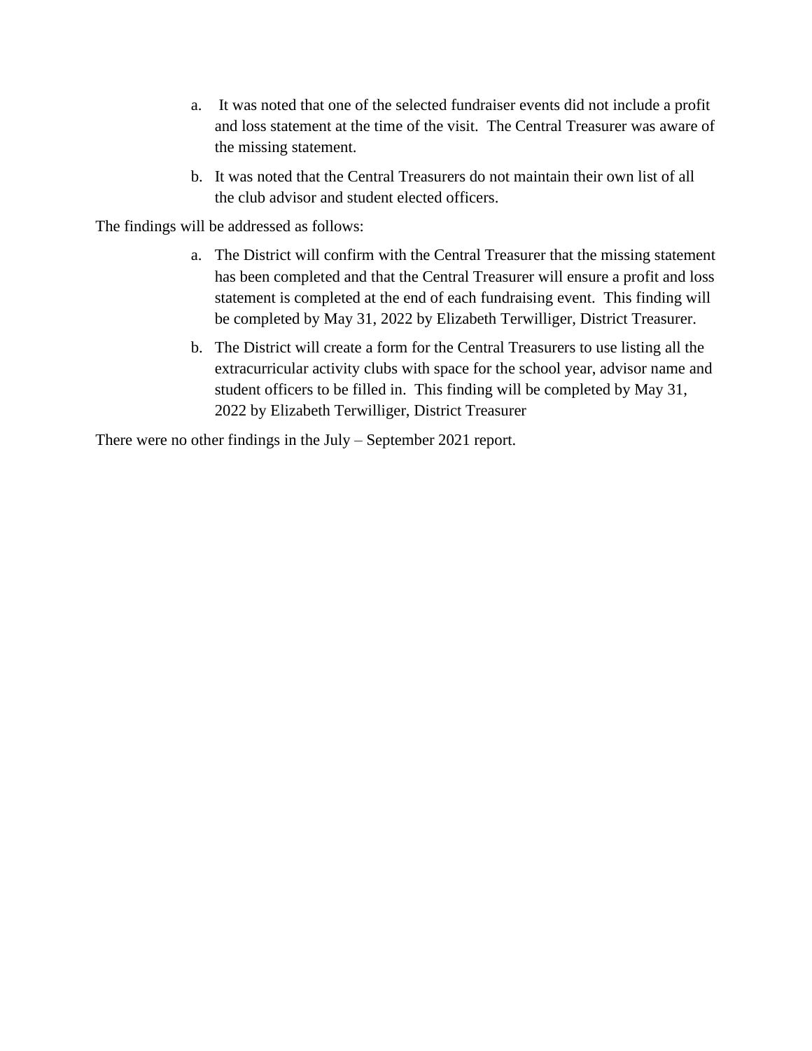a. It was noted that one of the selected fundraiser events did not include a profit and loss statement at the time of the visit. The Central Treasurer was aware of the missing statement.

b. It was noted that the Central Treasurers do not maintain their own list of all the club advisor and student elected officers.

The findings will be addressed as follows:

a. The District will confirm with the Central Treasurer that the missing statement has been completed and that the Central Treasurer will ensure a profit and loss statement is completed at the end of each fundraising event. This finding will be completed by May 31, 2022 by Elizabeth Terwilliger, District Treasurer.

b. The District will create a form for the Central Treasurers to use listing all the extracurricular activity clubs with space for the school year, advisor name and student officers to be filled in. This finding will be completed by May 31, 2022 by Elizabeth Terwilliger, District Treasurer

There were no other findings in the July – September 2021 report.